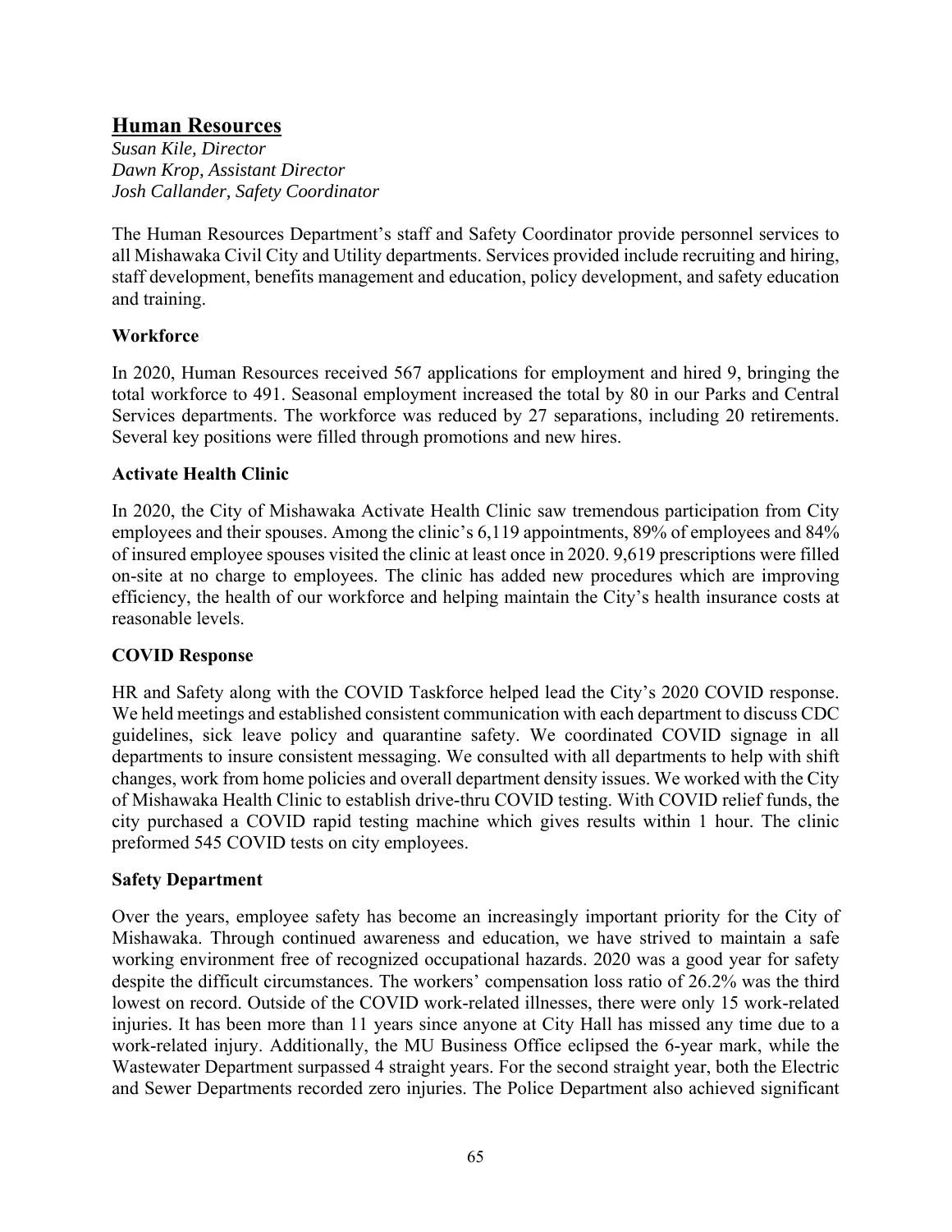## Human Resources

*Susan Kile, Director*
*Dawn Krop, Assistant Director*
*Josh Callander, Safety Coordinator*

The Human Resources Department's staff and Safety Coordinator provide personnel services to all Mishawaka Civil City and Utility departments. Services provided include recruiting and hiring, staff development, benefits management and education, policy development, and safety education and training.

### Workforce

In 2020, Human Resources received 567 applications for employment and hired 9, bringing the total workforce to 491. Seasonal employment increased the total by 80 in our Parks and Central Services departments. The workforce was reduced by 27 separations, including 20 retirements. Several key positions were filled through promotions and new hires.

### Activate Health Clinic

In 2020, the City of Mishawaka Activate Health Clinic saw tremendous participation from City employees and their spouses. Among the clinic's 6,119 appointments, 89% of employees and 84% of insured employee spouses visited the clinic at least once in 2020. 9,619 prescriptions were filled on-site at no charge to employees. The clinic has added new procedures which are improving efficiency, the health of our workforce and helping maintain the City's health insurance costs at reasonable levels.

### COVID Response

HR and Safety along with the COVID Taskforce helped lead the City's 2020 COVID response. We held meetings and established consistent communication with each department to discuss CDC guidelines, sick leave policy and quarantine safety. We coordinated COVID signage in all departments to insure consistent messaging. We consulted with all departments to help with shift changes, work from home policies and overall department density issues. We worked with the City of Mishawaka Health Clinic to establish drive-thru COVID testing. With COVID relief funds, the city purchased a COVID rapid testing machine which gives results within 1 hour. The clinic preformed 545 COVID tests on city employees.

### Safety Department

Over the years, employee safety has become an increasingly important priority for the City of Mishawaka. Through continued awareness and education, we have strived to maintain a safe working environment free of recognized occupational hazards. 2020 was a good year for safety despite the difficult circumstances. The workers' compensation loss ratio of 26.2% was the third lowest on record. Outside of the COVID work-related illnesses, there were only 15 work-related injuries. It has been more than 11 years since anyone at City Hall has missed any time due to a work-related injury. Additionally, the MU Business Office eclipsed the 6-year mark, while the Wastewater Department surpassed 4 straight years. For the second straight year, both the Electric and Sewer Departments recorded zero injuries. The Police Department also achieved significant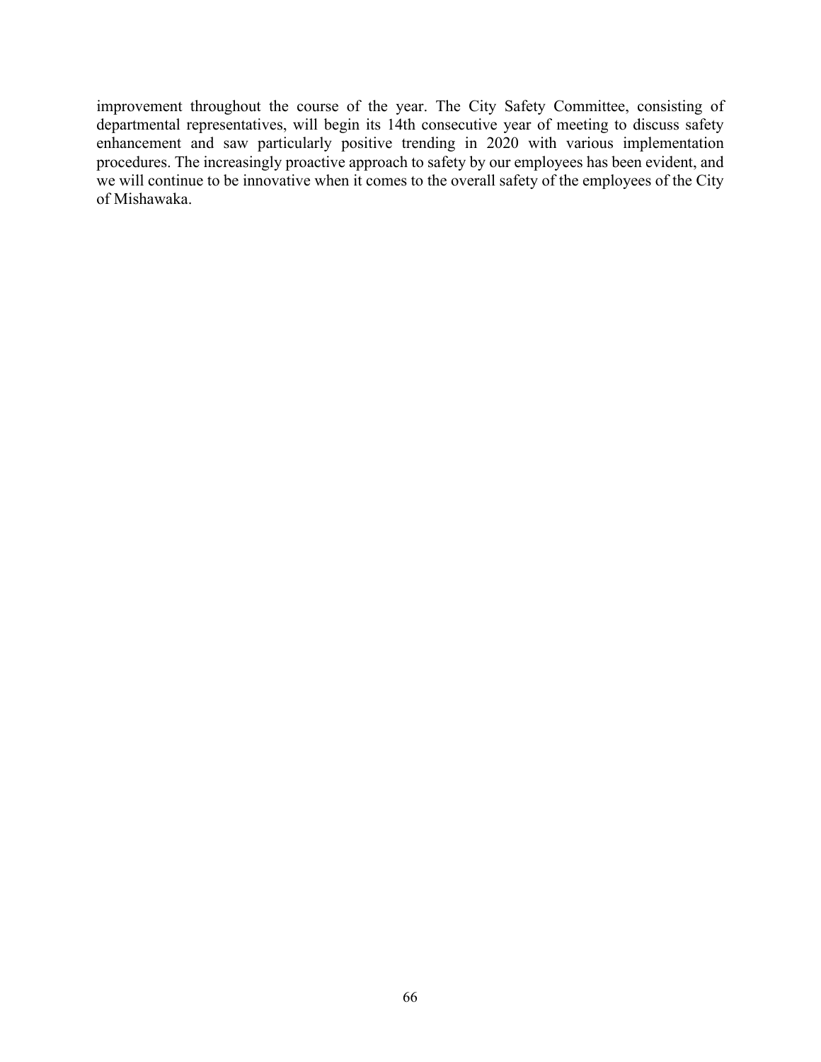improvement throughout the course of the year. The City Safety Committee, consisting of departmental representatives, will begin its 14th consecutive year of meeting to discuss safety enhancement and saw particularly positive trending in 2020 with various implementation procedures. The increasingly proactive approach to safety by our employees has been evident, and we will continue to be innovative when it comes to the overall safety of the employees of the City of Mishawaka.